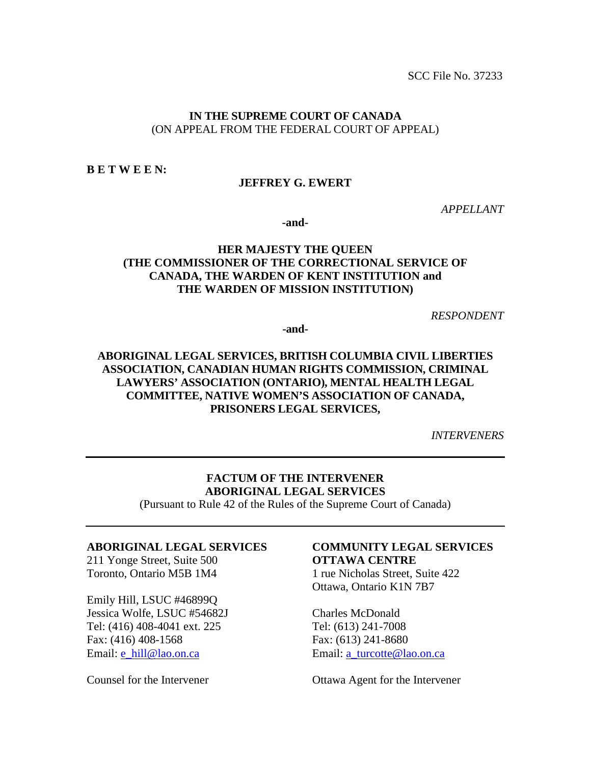SCC File No. 37233

**IN THE SUPREME COURT OF CANADA**
(ON APPEAL FROM THE FEDERAL COURT OF APPEAL)

**B E T W E E N:**

**JEFFREY G. EWERT**

*APPELLANT*

**-and-**

**HER MAJESTY THE QUEEN**
**(THE COMMISSIONER OF THE CORRECTIONAL SERVICE OF CANADA, THE WARDEN OF KENT INSTITUTION and THE WARDEN OF MISSION INSTITUTION)**

*RESPONDENT*

**-and-**

**ABORIGINAL LEGAL SERVICES, BRITISH COLUMBIA CIVIL LIBERTIES ASSOCIATION, CANADIAN HUMAN RIGHTS COMMISSION, CRIMINAL LAWYERS' ASSOCIATION (ONTARIO), MENTAL HEALTH LEGAL COMMITTEE, NATIVE WOMEN'S ASSOCIATION OF CANADA, PRISONERS LEGAL SERVICES,**

*INTERVENERS*

---

**FACTUM OF THE INTERVENER**
**ABORIGINAL LEGAL SERVICES**
(Pursuant to Rule 42 of the Rules of the Supreme Court of Canada)

---

**ABORIGINAL LEGAL SERVICES**
211 Yonge Street, Suite 500
Toronto, Ontario M5B 1M4

Emily Hill, LSUC #46899Q
Jessica Wolfe, LSUC #54682J
Tel: (416) 408-4041 ext. 225
Fax: (416) 408-1568
Email: e_hill@lao.on.ca

Counsel for the Intervener

**COMMUNITY LEGAL SERVICES OTTAWA CENTRE**
1 rue Nicholas Street, Suite 422
Ottawa, Ontario K1N 7B7

Charles McDonald
Tel: (613) 241-7008
Fax: (613) 241-8680
Email: a_turcotte@lao.on.ca

Ottawa Agent for the Intervener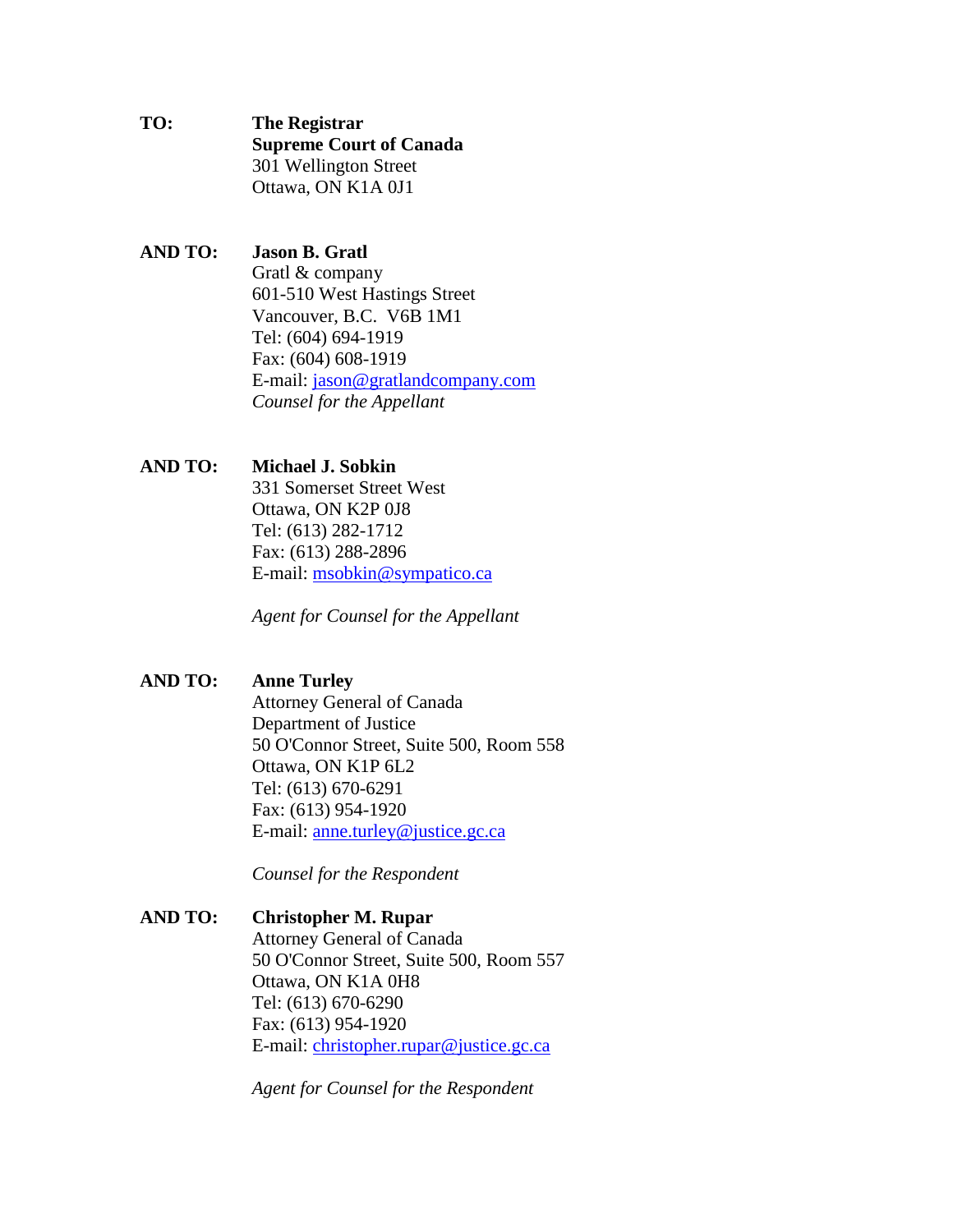**TO:** **The Registrar**
**Supreme Court of Canada**
301 Wellington Street
Ottawa, ON K1A 0J1

**AND TO:** **Jason B. Gratl**
Gratl & company
601-510 West Hastings Street
Vancouver, B.C. V6B 1M1
Tel: (604) 694-1919
Fax: (604) 608-1919
E-mail: jason@gratlandcompany.com
*Counsel for the Appellant*

**AND TO:** **Michael J. Sobkin**
331 Somerset Street West
Ottawa, ON K2P 0J8
Tel: (613) 282-1712
Fax: (613) 288-2896
E-mail: msobkin@sympatico.ca

*Agent for Counsel for the Appellant*

**AND TO:** **Anne Turley**
Attorney General of Canada
Department of Justice
50 O'Connor Street, Suite 500, Room 558
Ottawa, ON K1P 6L2
Tel: (613) 670-6291
Fax: (613) 954-1920
E-mail: anne.turley@justice.gc.ca

*Counsel for the Respondent*

**AND TO:** **Christopher M. Rupar**
Attorney General of Canada
50 O'Connor Street, Suite 500, Room 557
Ottawa, ON K1A 0H8
Tel: (613) 670-6290
Fax: (613) 954-1920
E-mail: christopher.rupar@justice.gc.ca

*Agent for Counsel for the Respondent*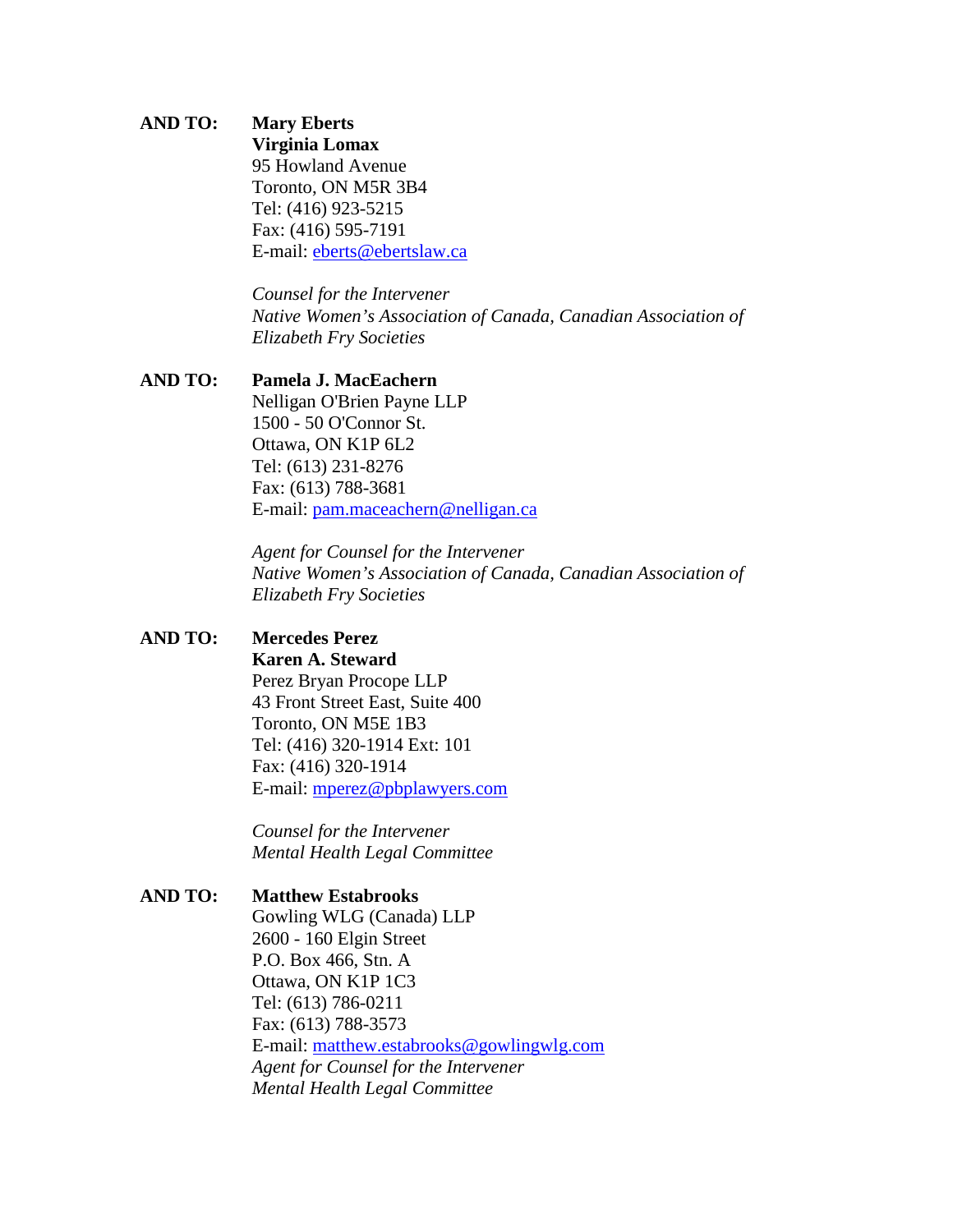**AND TO:** **Mary Eberts**
**Virginia Lomax**
95 Howland Avenue
Toronto, ON M5R 3B4
Tel: (416) 923-5215
Fax: (416) 595-7191
E-mail: eberts@ebertslaw.ca

*Counsel for the Intervener*
*Native Women's Association of Canada, Canadian Association of Elizabeth Fry Societies*

**AND TO:** **Pamela J. MacEachern**
Nelligan O'Brien Payne LLP
1500 - 50 O'Connor St.
Ottawa, ON K1P 6L2
Tel: (613) 231-8276
Fax: (613) 788-3681
E-mail: pam.maceachern@nelligan.ca

*Agent for Counsel for the Intervener*
*Native Women's Association of Canada, Canadian Association of Elizabeth Fry Societies*

**AND TO:** **Mercedes Perez**
**Karen A. Steward**
Perez Bryan Procope LLP
43 Front Street East, Suite 400
Toronto, ON M5E 1B3
Tel: (416) 320-1914 Ext: 101
Fax: (416) 320-1914
E-mail: mperez@pbplawyers.com

*Counsel for the Intervener*
*Mental Health Legal Committee*

**AND TO:** **Matthew Estabrooks**
Gowling WLG (Canada) LLP
2600 - 160 Elgin Street
P.O. Box 466, Stn. A
Ottawa, ON K1P 1C3
Tel: (613) 786-0211
Fax: (613) 788-3573
E-mail: matthew.estabrooks@gowlingwlg.com
*Agent for Counsel for the Intervener*
*Mental Health Legal Committee*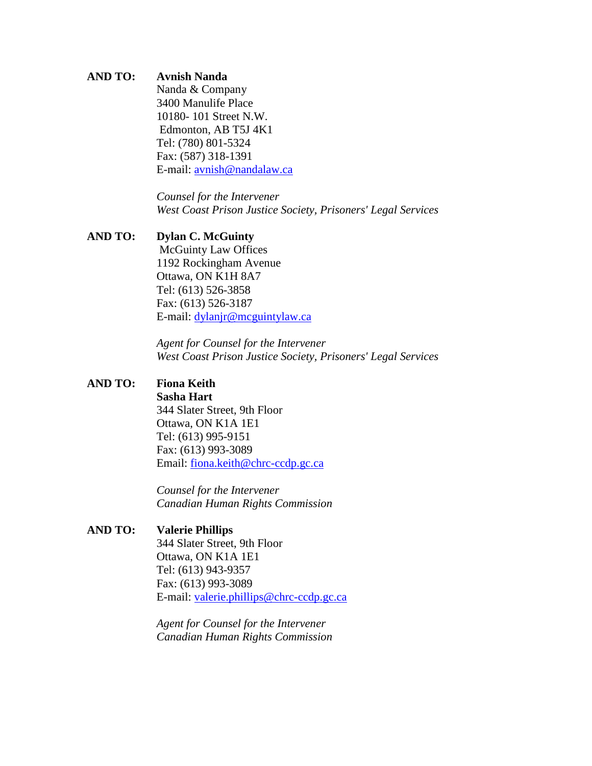**AND TO:** **Avnish Nanda**
Nanda & Company
3400 Manulife Place
10180- 101 Street N.W.
Edmonton, AB T5J 4K1
Tel: (780) 801-5324
Fax: (587) 318-1391
E-mail: avnish@nandalaw.ca

*Counsel for the Intervener*
*West Coast Prison Justice Society, Prisoners' Legal Services*

**AND TO:** **Dylan C. McGuinty**
McGuinty Law Offices
1192 Rockingham Avenue
Ottawa, ON K1H 8A7
Tel: (613) 526-3858
Fax: (613) 526-3187
E-mail: dylanjr@mcguintylaw.ca

*Agent for Counsel for the Intervener*
*West Coast Prison Justice Society, Prisoners' Legal Services*

**AND TO:** **Fiona Keith**
**Sasha Hart**
344 Slater Street, 9th Floor
Ottawa, ON K1A 1E1
Tel: (613) 995-9151
Fax: (613) 993-3089
Email: fiona.keith@chrc-ccdp.gc.ca

*Counsel for the Intervener*
*Canadian Human Rights Commission*

**AND TO:** **Valerie Phillips**
344 Slater Street, 9th Floor
Ottawa, ON K1A 1E1
Tel: (613) 943-9357
Fax: (613) 993-3089
E-mail: valerie.phillips@chrc-ccdp.gc.ca

*Agent for Counsel for the Intervener*
*Canadian Human Rights Commission*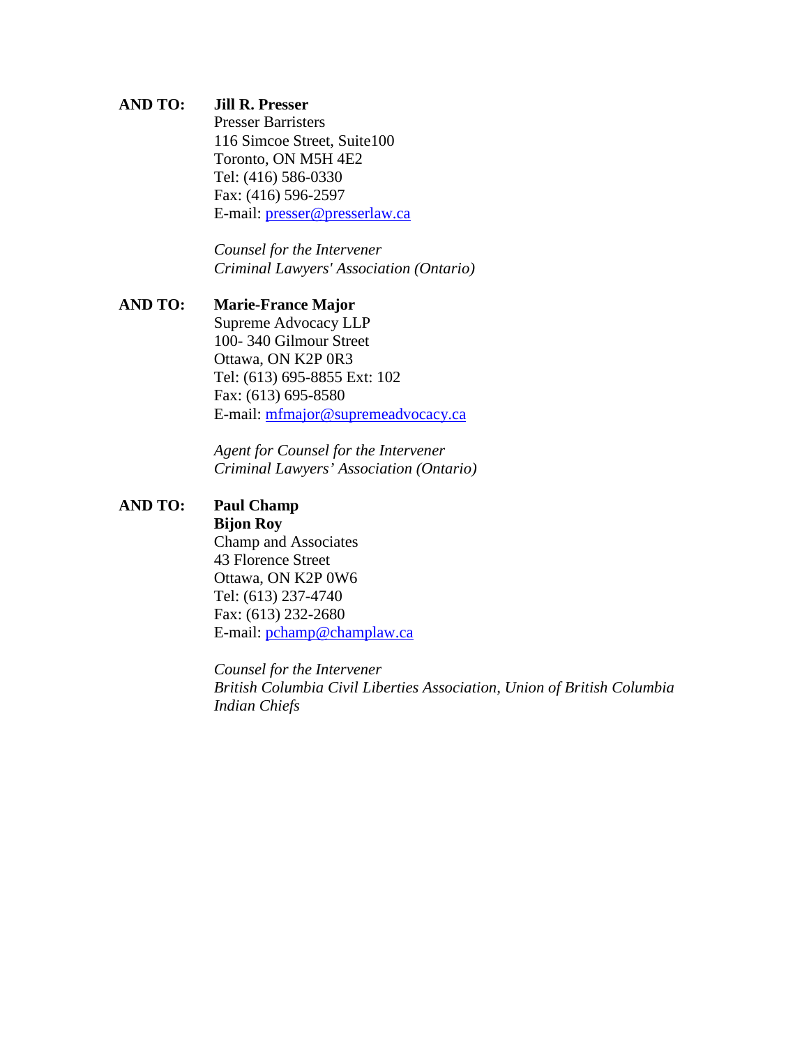**AND TO:** **Jill R. Presser**
Presser Barristers
116 Simcoe Street, Suite100
Toronto, ON M5H 4E2
Tel: (416) 586-0330
Fax: (416) 596-2597
E-mail: presser@presserlaw.ca

*Counsel for the Intervener*
*Criminal Lawyers' Association (Ontario)*

**AND TO:** **Marie-France Major**
Supreme Advocacy LLP
100- 340 Gilmour Street
Ottawa, ON K2P 0R3
Tel: (613) 695-8855 Ext: 102
Fax: (613) 695-8580
E-mail: mfmajor@supremeadvocacy.ca

*Agent for Counsel for the Intervener*
*Criminal Lawyers' Association (Ontario)*

**AND TO:** **Paul Champ**
**Bijon Roy**
Champ and Associates
43 Florence Street
Ottawa, ON K2P 0W6
Tel: (613) 237-4740
Fax: (613) 232-2680
E-mail: pchamp@champlaw.ca

*Counsel for the Intervener*
*British Columbia Civil Liberties Association, Union of British Columbia Indian Chiefs*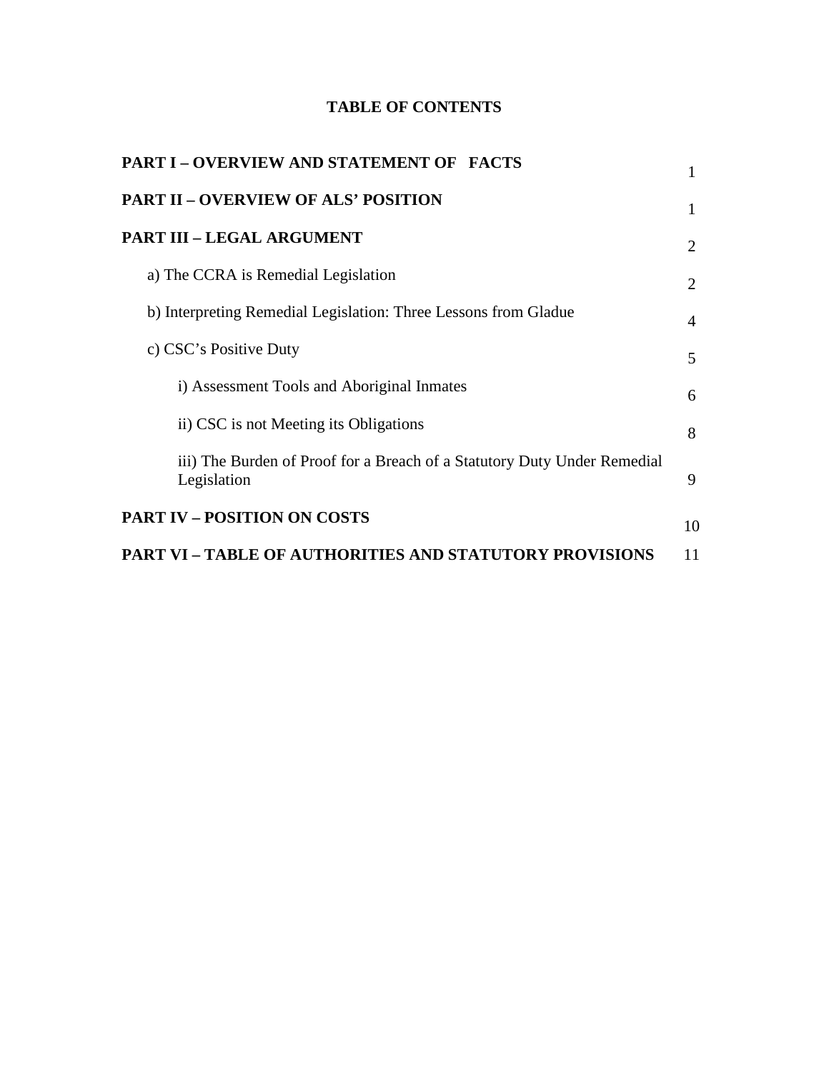# TABLE OF CONTENTS

| | |
|---|---|
| **PART I – OVERVIEW AND STATEMENT OF FACTS** | 1 |
| **PART II – OVERVIEW OF ALS' POSITION** | 1 |
| **PART III – LEGAL ARGUMENT** | 2 |
| a) The CCRA is Remedial Legislation | 2 |
| b) Interpreting Remedial Legislation: Three Lessons from Gladue | 4 |
| c) CSC's Positive Duty | 5 |
| i) Assessment Tools and Aboriginal Inmates | 6 |
| ii) CSC is not Meeting its Obligations | 8 |
| iii) The Burden of Proof for a Breach of a Statutory Duty Under Remedial Legislation | 9 |
| **PART IV – POSITION ON COSTS** | 10 |
| **PART VI – TABLE OF AUTHORITIES AND STATUTORY PROVISIONS** | 11 |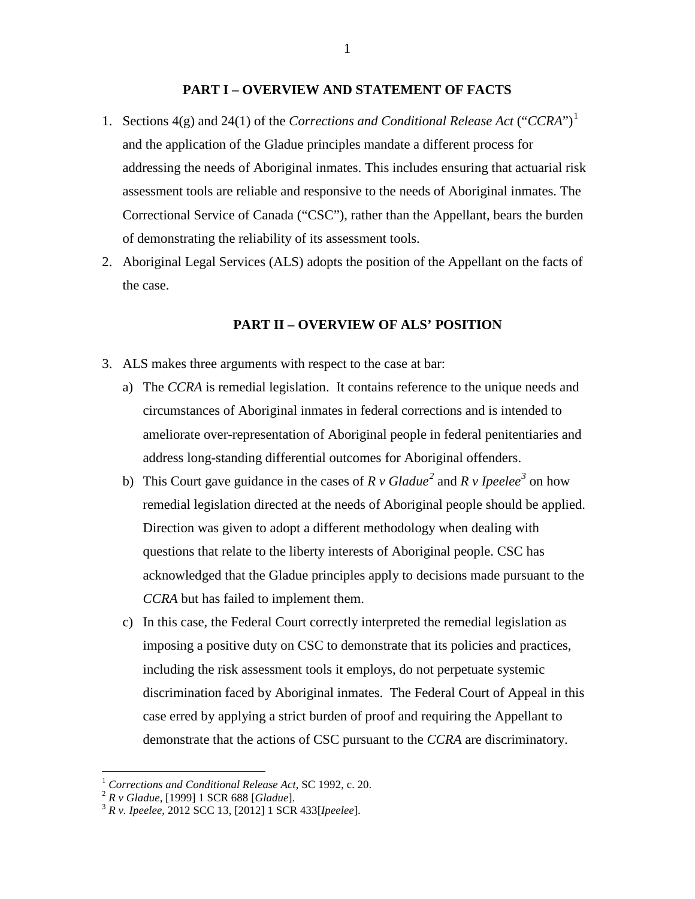## PART I – OVERVIEW AND STATEMENT OF FACTS

1. Sections 4(g) and 24(1) of the *Corrections and Conditional Release Act* ("*CCRA*")[1] and the application of the Gladue principles mandate a different process for addressing the needs of Aboriginal inmates. This includes ensuring that actuarial risk assessment tools are reliable and responsive to the needs of Aboriginal inmates. The Correctional Service of Canada ("CSC"), rather than the Appellant, bears the burden of demonstrating the reliability of its assessment tools.
2. Aboriginal Legal Services (ALS) adopts the position of the Appellant on the facts of the case.

## PART II – OVERVIEW OF ALS' POSITION

3. ALS makes three arguments with respect to the case at bar:
   a) The *CCRA* is remedial legislation. It contains reference to the unique needs and circumstances of Aboriginal inmates in federal corrections and is intended to ameliorate over-representation of Aboriginal people in federal penitentiaries and address long-standing differential outcomes for Aboriginal offenders.
   b) This Court gave guidance in the cases of *R v Gladue*[2] and *R v Ipeelee*[3] on how remedial legislation directed at the needs of Aboriginal people should be applied. Direction was given to adopt a different methodology when dealing with questions that relate to the liberty interests of Aboriginal people. CSC has acknowledged that the Gladue principles apply to decisions made pursuant to the *CCRA* but has failed to implement them.
   c) In this case, the Federal Court correctly interpreted the remedial legislation as imposing a positive duty on CSC to demonstrate that its policies and practices, including the risk assessment tools it employs, do not perpetuate systemic discrimination faced by Aboriginal inmates. The Federal Court of Appeal in this case erred by applying a strict burden of proof and requiring the Appellant to demonstrate that the actions of CSC pursuant to the *CCRA* are discriminatory.

---

[1] *Corrections and Conditional Release Act*, SC 1992, c. 20.
[2] *R v Gladue*, [1999] 1 SCR 688 [*Gladue*].
[3] *R v. Ipeelee*, 2012 SCC 13, [2012] 1 SCR 433[*Ipeelee*].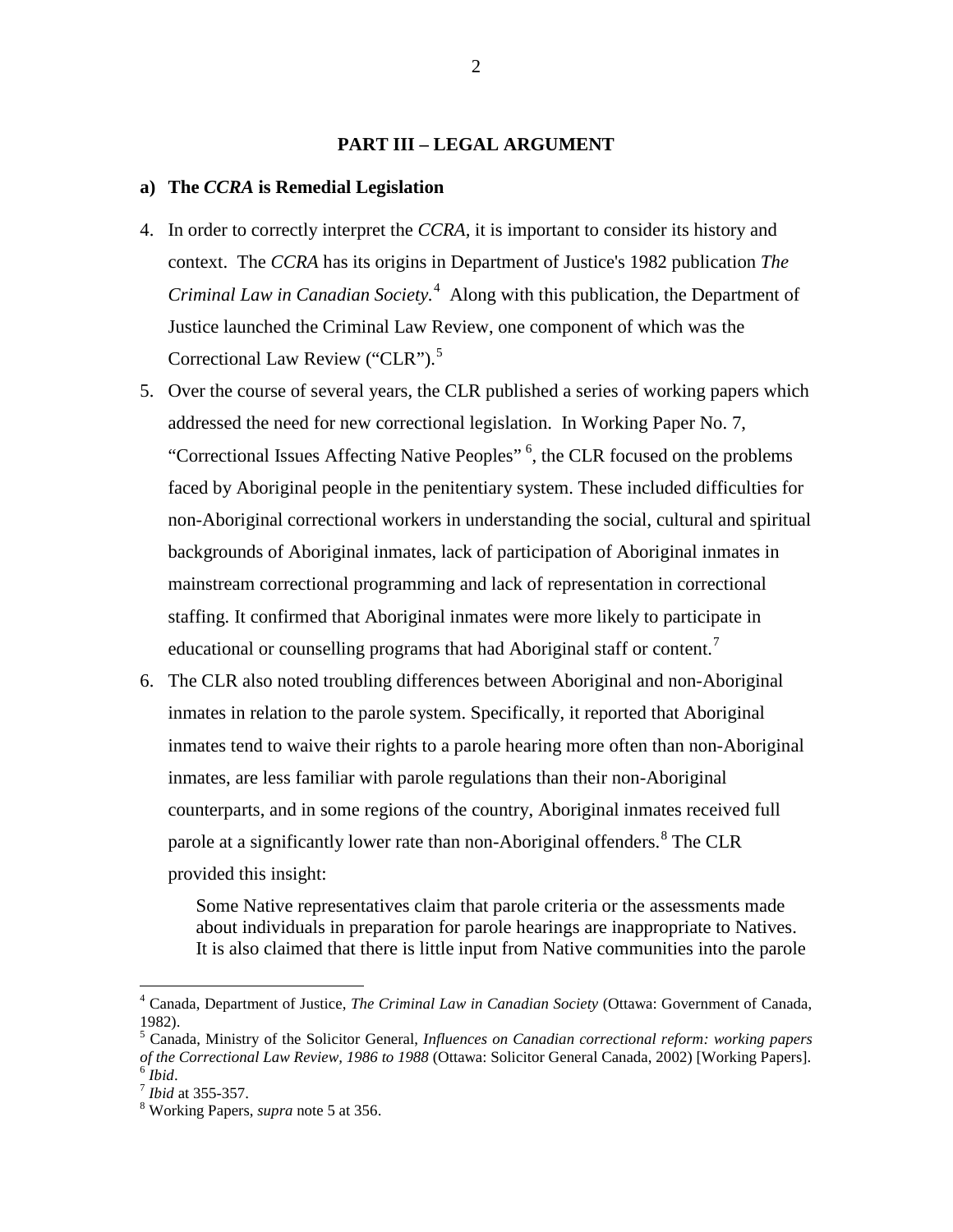## PART III – LEGAL ARGUMENT

### a) The *CCRA* is Remedial Legislation

4. In order to correctly interpret the *CCRA*, it is important to consider its history and context. The *CCRA* has its origins in Department of Justice's 1982 publication *The Criminal Law in Canadian Society*.[4] Along with this publication, the Department of Justice launched the Criminal Law Review, one component of which was the Correctional Law Review ("CLR").[5]

5. Over the course of several years, the CLR published a series of working papers which addressed the need for new correctional legislation. In Working Paper No. 7, "Correctional Issues Affecting Native Peoples"[6], the CLR focused on the problems faced by Aboriginal people in the penitentiary system. These included difficulties for non-Aboriginal correctional workers in understanding the social, cultural and spiritual backgrounds of Aboriginal inmates, lack of participation of Aboriginal inmates in mainstream correctional programming and lack of representation in correctional staffing. It confirmed that Aboriginal inmates were more likely to participate in educational or counselling programs that had Aboriginal staff or content.[7]

6. The CLR also noted troubling differences between Aboriginal and non-Aboriginal inmates in relation to the parole system. Specifically, it reported that Aboriginal inmates tend to waive their rights to a parole hearing more often than non-Aboriginal inmates, are less familiar with parole regulations than their non-Aboriginal counterparts, and in some regions of the country, Aboriginal inmates received full parole at a significantly lower rate than non-Aboriginal offenders.[8] The CLR provided this insight:

> Some Native representatives claim that parole criteria or the assessments made about individuals in preparation for parole hearings are inappropriate to Natives. It is also claimed that there is little input from Native communities into the parole

---

[4] Canada, Department of Justice, *The Criminal Law in Canadian Society* (Ottawa: Government of Canada, 1982).

[5] Canada, Ministry of the Solicitor General, *Influences on Canadian correctional reform: working papers of the Correctional Law Review, 1986 to 1988* (Ottawa: Solicitor General Canada, 2002) [Working Papers].

[6] *Ibid*.

[7] *Ibid* at 355-357.

[8] Working Papers, *supra* note 5 at 356.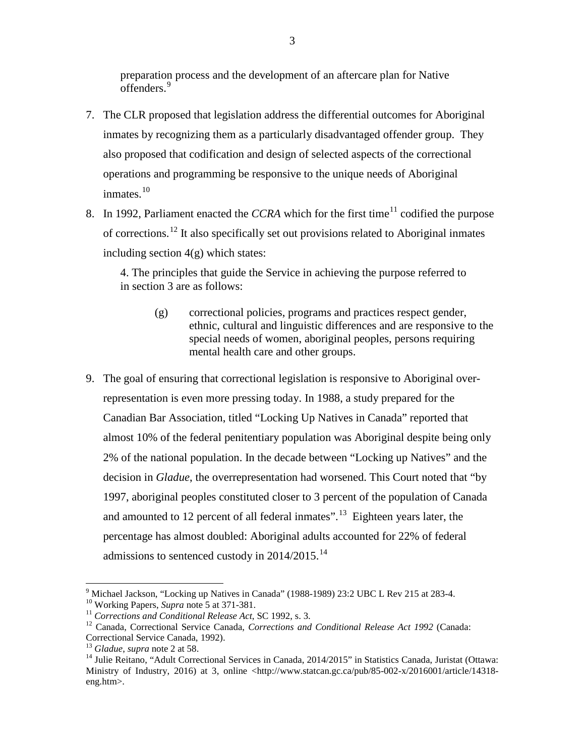preparation process and the development of an aftercare plan for Native offenders.[9]

7. The CLR proposed that legislation address the differential outcomes for Aboriginal inmates by recognizing them as a particularly disadvantaged offender group. They also proposed that codification and design of selected aspects of the correctional operations and programming be responsive to the unique needs of Aboriginal inmates.[10]

8. In 1992, Parliament enacted the *CCRA* which for the first time[11] codified the purpose of corrections.[12] It also specifically set out provisions related to Aboriginal inmates including section 4(g) which states:

   > 4. The principles that guide the Service in achieving the purpose referred to in section 3 are as follows:
   >
   > (g) correctional policies, programs and practices respect gender, ethnic, cultural and linguistic differences and are responsive to the special needs of women, aboriginal peoples, persons requiring mental health care and other groups.

9. The goal of ensuring that correctional legislation is responsive to Aboriginal over-representation is even more pressing today. In 1988, a study prepared for the Canadian Bar Association, titled "Locking Up Natives in Canada" reported that almost 10% of the federal penitentiary population was Aboriginal despite being only 2% of the national population. In the decade between "Locking up Natives" and the decision in *Gladue*, the overrepresentation had worsened. This Court noted that "by 1997, aboriginal peoples constituted closer to 3 percent of the population of Canada and amounted to 12 percent of all federal inmates".[13] Eighteen years later, the percentage has almost doubled: Aboriginal adults accounted for 22% of federal admissions to sentenced custody in 2014/2015.[14]

---

[9] Michael Jackson, "Locking up Natives in Canada" (1988-1989) 23:2 UBC L Rev 215 at 283-4.

[10] Working Papers, *Supra* note 5 at 371-381.

[11] *Corrections and Conditional Release Act*, SC 1992, s. 3.

[12] Canada, Correctional Service Canada, *Corrections and Conditional Release Act 1992* (Canada: Correctional Service Canada, 1992).

[13] *Gladue*, *supra* note 2 at 58.

[14] Julie Reitano, "Adult Correctional Services in Canada, 2014/2015" in Statistics Canada, Juristat (Ottawa: Ministry of Industry, 2016) at 3, online <http://www.statcan.gc.ca/pub/85-002-x/2016001/article/14318-eng.htm>.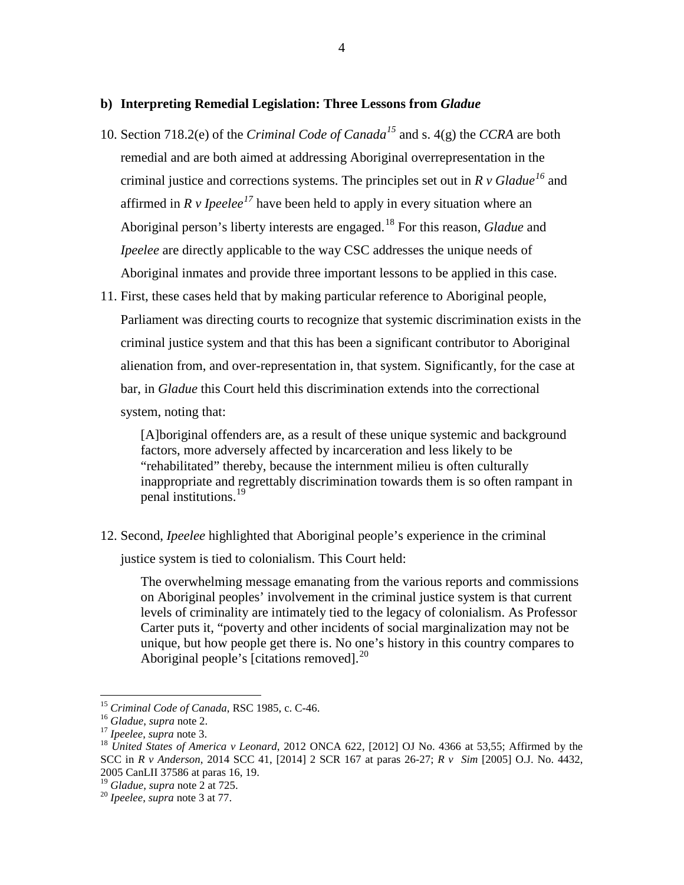### b) Interpreting Remedial Legislation: Three Lessons from *Gladue*

10. Section 718.2(e) of the *Criminal Code of Canada*[15] and s. 4(g) the *CCRA* are both remedial and are both aimed at addressing Aboriginal overrepresentation in the criminal justice and corrections systems. The principles set out in *R v Gladue*[16] and affirmed in *R v Ipeelee*[17] have been held to apply in every situation where an Aboriginal person's liberty interests are engaged.[18] For this reason, *Gladue* and *Ipeelee* are directly applicable to the way CSC addresses the unique needs of Aboriginal inmates and provide three important lessons to be applied in this case.

11. First, these cases held that by making particular reference to Aboriginal people, Parliament was directing courts to recognize that systemic discrimination exists in the criminal justice system and that this has been a significant contributor to Aboriginal alienation from, and over-representation in, that system. Significantly, for the case at bar, in *Gladue* this Court held this discrimination extends into the correctional system, noting that:

> [A]boriginal offenders are, as a result of these unique systemic and background factors, more adversely affected by incarceration and less likely to be "rehabilitated" thereby, because the internment milieu is often culturally inappropriate and regrettably discrimination towards them is so often rampant in penal institutions.[19]

12. Second, *Ipeelee* highlighted that Aboriginal people's experience in the criminal justice system is tied to colonialism. This Court held:

> The overwhelming message emanating from the various reports and commissions on Aboriginal peoples' involvement in the criminal justice system is that current levels of criminality are intimately tied to the legacy of colonialism. As Professor Carter puts it, "poverty and other incidents of social marginalization may not be unique, but how people get there is. No one's history in this country compares to Aboriginal people's [citations removed].[20]

---

[15] *Criminal Code of Canada*, RSC 1985, c. C-46.

[16] *Gladue*, *supra* note 2.

[17] *Ipeelee*, *supra* note 3.

[18] *United States of America v Leonard*, 2012 ONCA 622, [2012] OJ No. 4366 at 53,55; Affirmed by the SCC in *R v Anderson*, 2014 SCC 41, [2014] 2 SCR 167 at paras 26-27; *R v Sim* [2005] O.J. No. 4432, 2005 CanLII 37586 at paras 16, 19.

[19] *Gladue*, *supra* note 2 at 725.

[20] *Ipeelee*, *supra* note 3 at 77.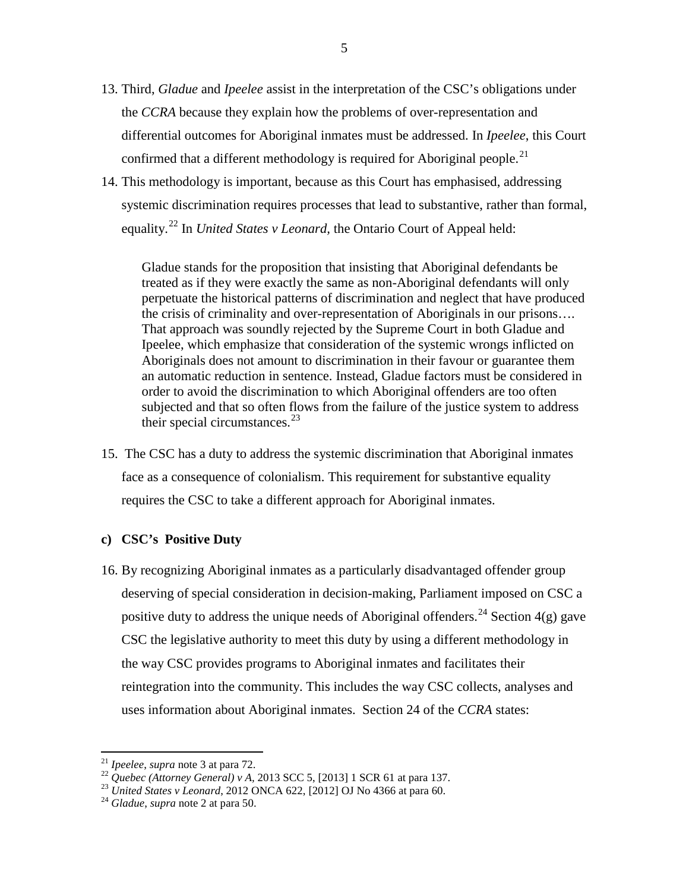13. Third, *Gladue* and *Ipeelee* assist in the interpretation of the CSC's obligations under the *CCRA* because they explain how the problems of over-representation and differential outcomes for Aboriginal inmates must be addressed. In *Ipeelee*, this Court confirmed that a different methodology is required for Aboriginal people.[21]

14. This methodology is important, because as this Court has emphasised, addressing systemic discrimination requires processes that lead to substantive, rather than formal, equality.[22] In *United States v Leonard,* the Ontario Court of Appeal held:

> Gladue stands for the proposition that insisting that Aboriginal defendants be treated as if they were exactly the same as non-Aboriginal defendants will only perpetuate the historical patterns of discrimination and neglect that have produced the crisis of criminality and over-representation of Aboriginals in our prisons…. That approach was soundly rejected by the Supreme Court in both Gladue and Ipeelee, which emphasize that consideration of the systemic wrongs inflicted on Aboriginals does not amount to discrimination in their favour or guarantee them an automatic reduction in sentence. Instead, Gladue factors must be considered in order to avoid the discrimination to which Aboriginal offenders are too often subjected and that so often flows from the failure of the justice system to address their special circumstances.[23]

15. The CSC has a duty to address the systemic discrimination that Aboriginal inmates face as a consequence of colonialism. This requirement for substantive equality requires the CSC to take a different approach for Aboriginal inmates.

**c) CSC's Positive Duty**

16. By recognizing Aboriginal inmates as a particularly disadvantaged offender group deserving of special consideration in decision-making, Parliament imposed on CSC a positive duty to address the unique needs of Aboriginal offenders.[24] Section 4(g) gave CSC the legislative authority to meet this duty by using a different methodology in the way CSC provides programs to Aboriginal inmates and facilitates their reintegration into the community. This includes the way CSC collects, analyses and uses information about Aboriginal inmates. Section 24 of the *CCRA* states:

---

[21] *Ipeelee*, *supra* note 3 at para 72.

[22] *Quebec (Attorney General) v A*, 2013 SCC 5, [2013] 1 SCR 61 at para 137.

[23] *United States v Leonard*, 2012 ONCA 622, [2012] OJ No 4366 at para 60.

[24] *Gladue*, *supra* note 2 at para 50.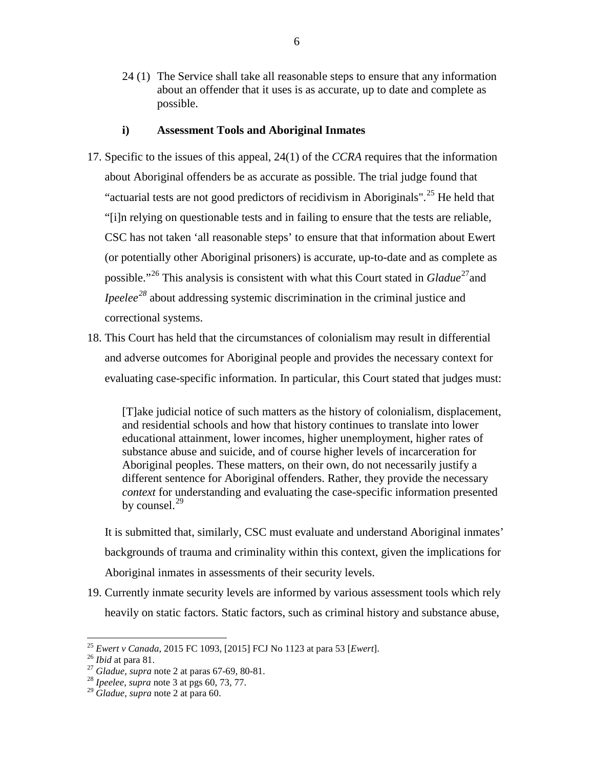24 (1) The Service shall take all reasonable steps to ensure that any information about an offender that it uses is as accurate, up to date and complete as possible.

### i) Assessment Tools and Aboriginal Inmates

17. Specific to the issues of this appeal, 24(1) of the *CCRA* requires that the information about Aboriginal offenders be as accurate as possible. The trial judge found that "actuarial tests are not good predictors of recidivism in Aboriginals".[25] He held that "[i]n relying on questionable tests and in failing to ensure that the tests are reliable, CSC has not taken 'all reasonable steps' to ensure that that information about Ewert (or potentially other Aboriginal prisoners) is accurate, up-to-date and as complete as possible."[26] This analysis is consistent with what this Court stated in *Gladue*[27] and *Ipeelee*[28] about addressing systemic discrimination in the criminal justice and correctional systems.

18. This Court has held that the circumstances of colonialism may result in differential and adverse outcomes for Aboriginal people and provides the necessary context for evaluating case-specific information. In particular, this Court stated that judges must:

> [T]ake judicial notice of such matters as the history of colonialism, displacement, and residential schools and how that history continues to translate into lower educational attainment, lower incomes, higher unemployment, higher rates of substance abuse and suicide, and of course higher levels of incarceration for Aboriginal peoples. These matters, on their own, do not necessarily justify a different sentence for Aboriginal offenders. Rather, they provide the necessary *context* for understanding and evaluating the case-specific information presented by counsel.[29]

It is submitted that, similarly, CSC must evaluate and understand Aboriginal inmates' backgrounds of trauma and criminality within this context, given the implications for Aboriginal inmates in assessments of their security levels.

19. Currently inmate security levels are informed by various assessment tools which rely heavily on static factors. Static factors, such as criminal history and substance abuse,

---

[25] *Ewert v Canada*, 2015 FC 1093, [2015] FCJ No 1123 at para 53 [*Ewert*].

[26] *Ibid* at para 81.

[27] *Gladue*, *supra* note 2 at paras 67-69, 80-81.

[28] *Ipeelee*, *supra* note 3 at pgs 60, 73, 77.

[29] *Gladue*, *supra* note 2 at para 60.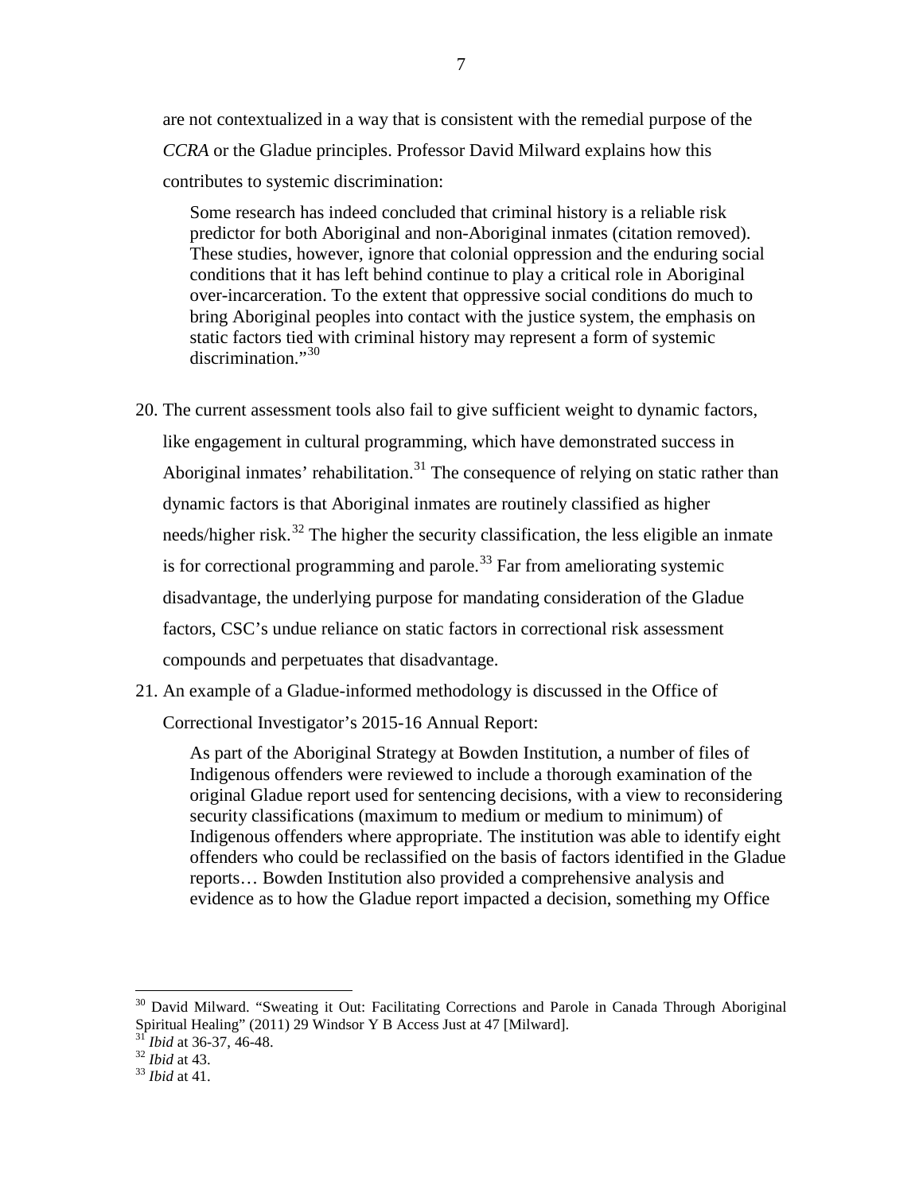are not contextualized in a way that is consistent with the remedial purpose of the *CCRA* or the Gladue principles. Professor David Milward explains how this contributes to systemic discrimination:

> Some research has indeed concluded that criminal history is a reliable risk predictor for both Aboriginal and non-Aboriginal inmates (citation removed). These studies, however, ignore that colonial oppression and the enduring social conditions that it has left behind continue to play a critical role in Aboriginal over-incarceration. To the extent that oppressive social conditions do much to bring Aboriginal peoples into contact with the justice system, the emphasis on static factors tied with criminal history may represent a form of systemic discrimination."[30]

20. The current assessment tools also fail to give sufficient weight to dynamic factors, like engagement in cultural programming, which have demonstrated success in Aboriginal inmates' rehabilitation.[31] The consequence of relying on static rather than dynamic factors is that Aboriginal inmates are routinely classified as higher needs/higher risk.[32] The higher the security classification, the less eligible an inmate is for correctional programming and parole.[33] Far from ameliorating systemic disadvantage, the underlying purpose for mandating consideration of the Gladue factors, CSC's undue reliance on static factors in correctional risk assessment compounds and perpetuates that disadvantage.

21. An example of a Gladue-informed methodology is discussed in the Office of Correctional Investigator's 2015-16 Annual Report:

> As part of the Aboriginal Strategy at Bowden Institution, a number of files of Indigenous offenders were reviewed to include a thorough examination of the original Gladue report used for sentencing decisions, with a view to reconsidering security classifications (maximum to medium or medium to minimum) of Indigenous offenders where appropriate. The institution was able to identify eight offenders who could be reclassified on the basis of factors identified in the Gladue reports… Bowden Institution also provided a comprehensive analysis and evidence as to how the Gladue report impacted a decision, something my Office

---

[30] David Milward. "Sweating it Out: Facilitating Corrections and Parole in Canada Through Aboriginal Spiritual Healing" (2011) 29 Windsor Y B Access Just at 47 [Milward].

[31] *Ibid* at 36-37, 46-48.

[32] *Ibid* at 43.

[33] *Ibid* at 41.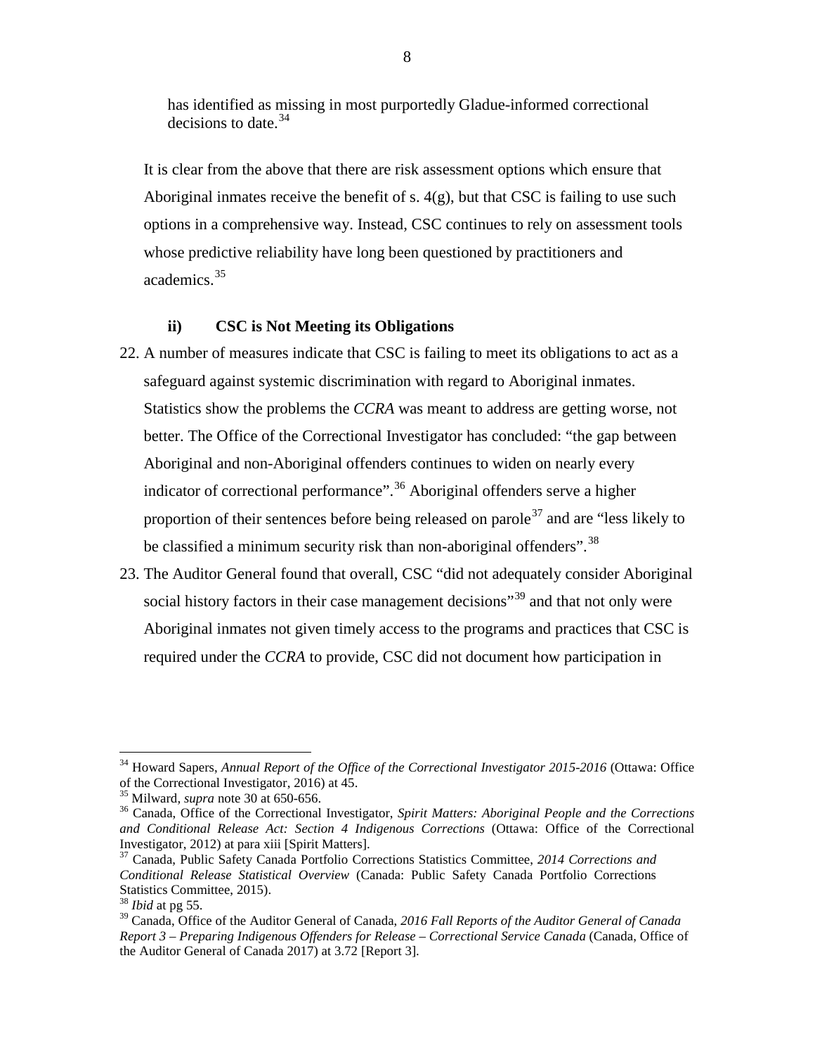has identified as missing in most purportedly Gladue-informed correctional decisions to date.[34]

It is clear from the above that there are risk assessment options which ensure that Aboriginal inmates receive the benefit of s. 4(g), but that CSC is failing to use such options in a comprehensive way. Instead, CSC continues to rely on assessment tools whose predictive reliability have long been questioned by practitioners and academics.[35]

### ii) CSC is Not Meeting its Obligations

22. A number of measures indicate that CSC is failing to meet its obligations to act as a safeguard against systemic discrimination with regard to Aboriginal inmates. Statistics show the problems the *CCRA* was meant to address are getting worse, not better. The Office of the Correctional Investigator has concluded: "the gap between Aboriginal and non-Aboriginal offenders continues to widen on nearly every indicator of correctional performance".[36] Aboriginal offenders serve a higher proportion of their sentences before being released on parole[37] and are "less likely to be classified a minimum security risk than non-aboriginal offenders".[38]

23. The Auditor General found that overall, CSC "did not adequately consider Aboriginal social history factors in their case management decisions"[39] and that not only were Aboriginal inmates not given timely access to the programs and practices that CSC is required under the *CCRA* to provide, CSC did not document how participation in

---

[34] Howard Sapers, *Annual Report of the Office of the Correctional Investigator 2015-2016* (Ottawa: Office of the Correctional Investigator, 2016) at 45.

[35] Milward, *supra* note 30 at 650-656.

[36] Canada, Office of the Correctional Investigator, *Spirit Matters: Aboriginal People and the Corrections and Conditional Release Act: Section 4 Indigenous Corrections* (Ottawa: Office of the Correctional Investigator, 2012) at para xiii [Spirit Matters].

[37] Canada, Public Safety Canada Portfolio Corrections Statistics Committee, *2014 Corrections and Conditional Release Statistical Overview* (Canada: Public Safety Canada Portfolio Corrections Statistics Committee, 2015).

[38] *Ibid* at pg 55.

[39] Canada, Office of the Auditor General of Canada, *2016 Fall Reports of the Auditor General of Canada Report 3 – Preparing Indigenous Offenders for Release – Correctional Service Canada* (Canada, Office of the Auditor General of Canada 2017) at 3.72 [Report 3].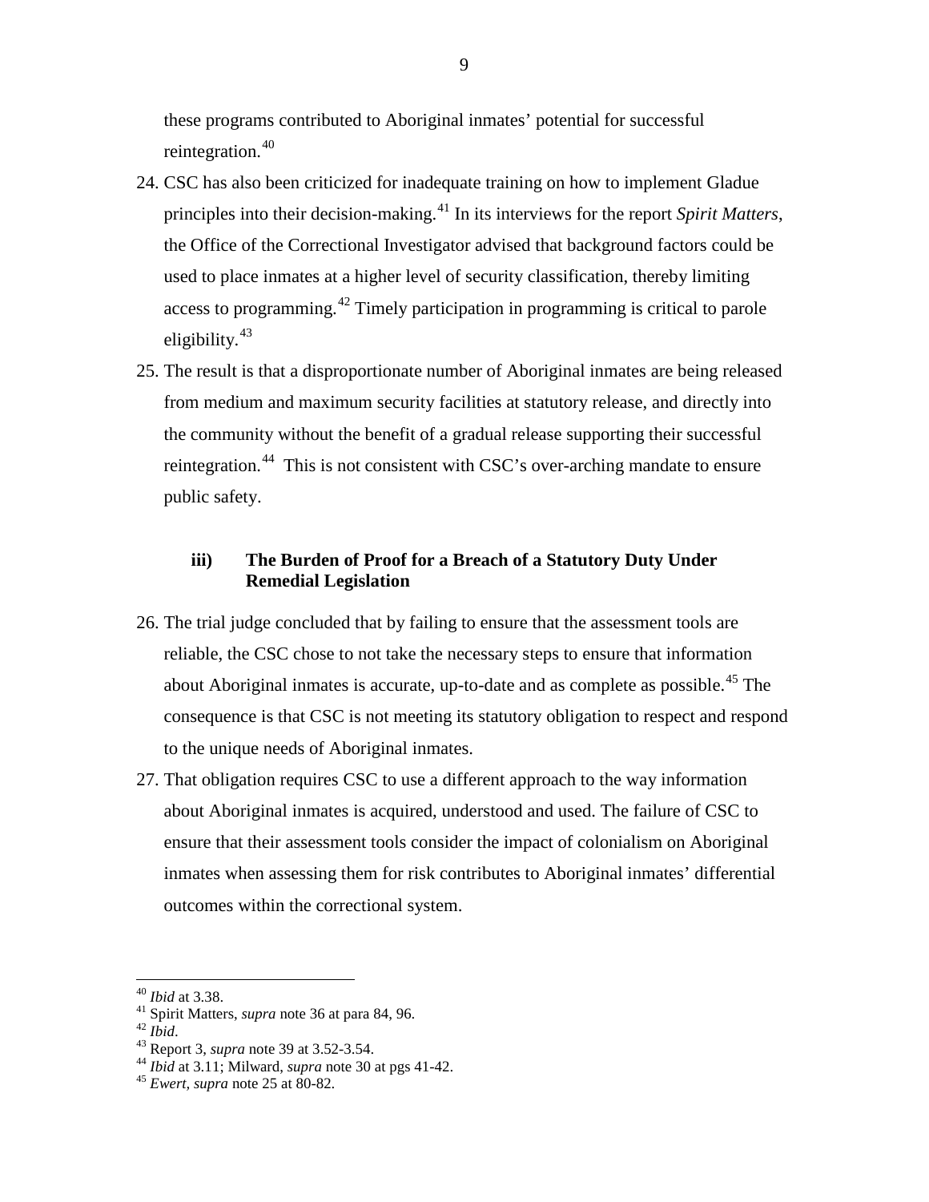these programs contributed to Aboriginal inmates' potential for successful reintegration.[40]

24. CSC has also been criticized for inadequate training on how to implement Gladue principles into their decision-making.[41] In its interviews for the report *Spirit Matters*, the Office of the Correctional Investigator advised that background factors could be used to place inmates at a higher level of security classification, thereby limiting access to programming.[42] Timely participation in programming is critical to parole eligibility.[43]

25. The result is that a disproportionate number of Aboriginal inmates are being released from medium and maximum security facilities at statutory release, and directly into the community without the benefit of a gradual release supporting their successful reintegration.[44] This is not consistent with CSC's over-arching mandate to ensure public safety.

### iii) The Burden of Proof for a Breach of a Statutory Duty Under Remedial Legislation

26. The trial judge concluded that by failing to ensure that the assessment tools are reliable, the CSC chose to not take the necessary steps to ensure that information about Aboriginal inmates is accurate, up-to-date and as complete as possible.[45] The consequence is that CSC is not meeting its statutory obligation to respect and respond to the unique needs of Aboriginal inmates.

27. That obligation requires CSC to use a different approach to the way information about Aboriginal inmates is acquired, understood and used. The failure of CSC to ensure that their assessment tools consider the impact of colonialism on Aboriginal inmates when assessing them for risk contributes to Aboriginal inmates' differential outcomes within the correctional system.

---

[40] *Ibid* at 3.38.
[41] Spirit Matters, *supra* note 36 at para 84, 96.
[42] *Ibid*.
[43] Report 3, *supra* note 39 at 3.52-3.54.
[44] *Ibid* at 3.11; Milward, *supra* note 30 at pgs 41-42.
[45] *Ewert*, *supra* note 25 at 80-82.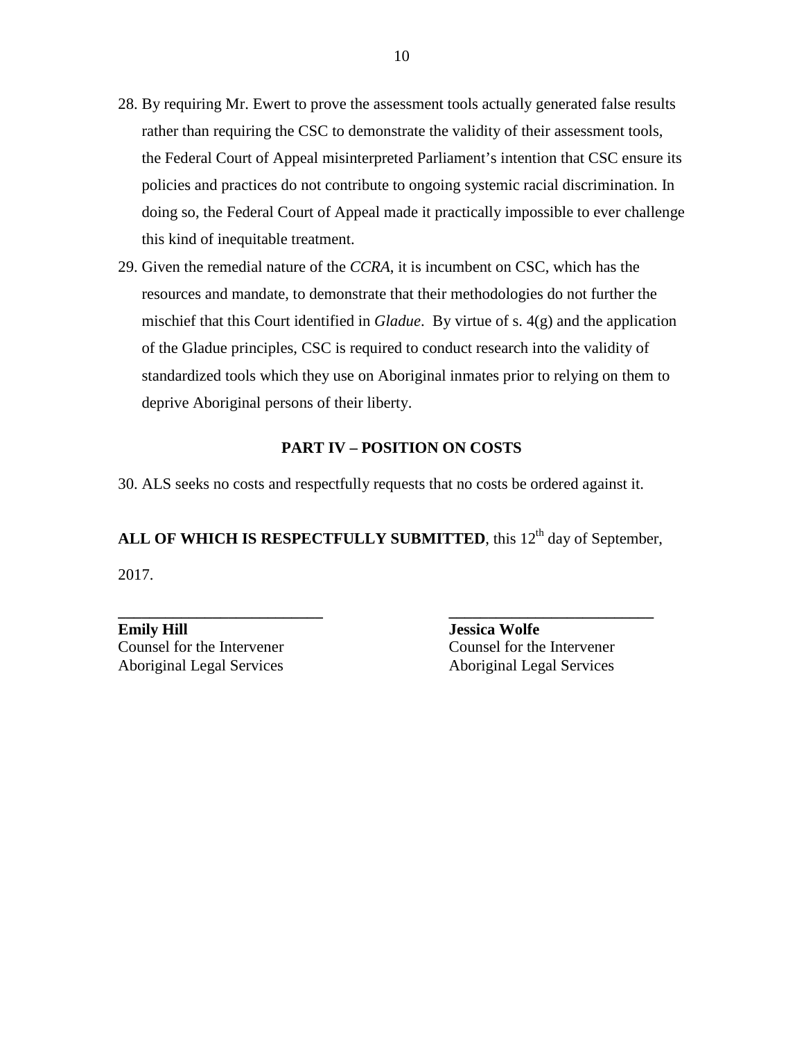28. By requiring Mr. Ewert to prove the assessment tools actually generated false results rather than requiring the CSC to demonstrate the validity of their assessment tools, the Federal Court of Appeal misinterpreted Parliament's intention that CSC ensure its policies and practices do not contribute to ongoing systemic racial discrimination. In doing so, the Federal Court of Appeal made it practically impossible to ever challenge this kind of inequitable treatment.
29. Given the remedial nature of the *CCRA*, it is incumbent on CSC, which has the resources and mandate, to demonstrate that their methodologies do not further the mischief that this Court identified in *Gladue*. By virtue of s. 4(g) and the application of the Gladue principles, CSC is required to conduct research into the validity of standardized tools which they use on Aboriginal inmates prior to relying on them to deprive Aboriginal persons of their liberty.

## PART IV – POSITION ON COSTS

30. ALS seeks no costs and respectfully requests that no costs be ordered against it.

**ALL OF WHICH IS RESPECTFULLY SUBMITTED**, this 12th day of September, 2017.

\_\_\_\_\_\_\_\_\_\_\_\_\_\_\_\_\_\_\_\_\_\_\_\_\_\_
**Emily Hill**
Counsel for the Intervener
Aboriginal Legal Services

\_\_\_\_\_\_\_\_\_\_\_\_\_\_\_\_\_\_\_\_\_\_\_\_\_\_
**Jessica Wolfe**
Counsel for the Intervener
Aboriginal Legal Services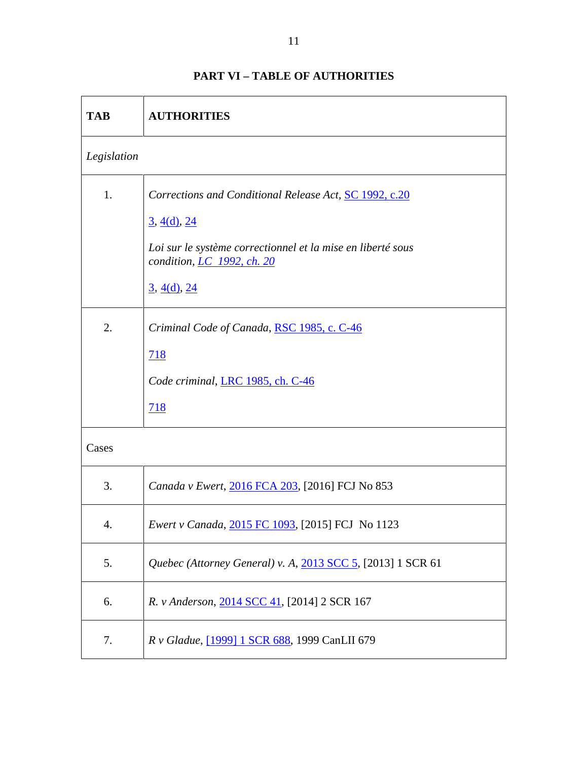## PART VI – TABLE OF AUTHORITIES

| TAB | AUTHORITIES |
|---|---|
| *Legislation* | |
| 1. | *Corrections and Conditional Release Act*, SC 1992, c.20<br><br>3, 4(d), 24<br><br>*Loi sur le système correctionnel et la mise en liberté sous condition*, *LC 1992, ch. 20*<br><br>3, 4(d), 24 |
| 2. | *Criminal Code of Canada*, RSC 1985, c. C-46<br><br>718<br><br>*Code criminal*, LRC 1985, ch. C-46<br><br>718 |
| Cases | |
| 3. | *Canada v Ewert*, 2016 FCA 203, [2016] FCJ No 853 |
| 4. | *Ewert v Canada*, 2015 FC 1093, [2015] FCJ No 1123 |
| 5. | *Quebec (Attorney General) v. A*, 2013 SCC 5, [2013] 1 SCR 61 |
| 6. | *R. v Anderson*, 2014 SCC 41, [2014] 2 SCR 167 |
| 7. | *R v Gladue*, [1999] 1 SCR 688, 1999 CanLII 679 |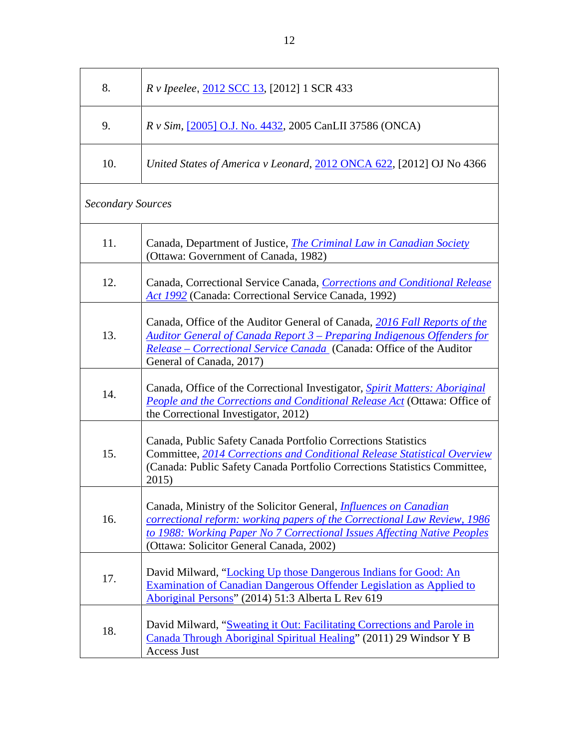| | |
|---|---|
| 8. | *R v Ipeelee*, 2012 SCC 13, [2012] 1 SCR 433 |
| 9. | *R v Sim*, [2005] O.J. No. 4432, 2005 CanLII 37586 (ONCA) |
| 10. | *United States of America v Leonard*, 2012 ONCA 622, [2012] OJ No 4366 |
| *Secondary Sources* | |
| 11. | Canada, Department of Justice, *The Criminal Law in Canadian Society* (Ottawa: Government of Canada, 1982) |
| 12. | Canada, Correctional Service Canada, *Corrections and Conditional Release Act 1992* (Canada: Correctional Service Canada, 1992) |
| 13. | Canada, Office of the Auditor General of Canada, *2016 Fall Reports of the Auditor General of Canada Report 3 – Preparing Indigenous Offenders for Release – Correctional Service Canada* (Canada: Office of the Auditor General of Canada, 2017) |
| 14. | Canada, Office of the Correctional Investigator, *Spirit Matters: Aboriginal People and the Corrections and Conditional Release Act* (Ottawa: Office of the Correctional Investigator, 2012) |
| 15. | Canada, Public Safety Canada Portfolio Corrections Statistics Committee, *2014 Corrections and Conditional Release Statistical Overview* (Canada: Public Safety Canada Portfolio Corrections Statistics Committee, 2015) |
| 16. | Canada, Ministry of the Solicitor General, *Influences on Canadian correctional reform: working papers of the Correctional Law Review, 1986 to 1988: Working Paper No 7 Correctional Issues Affecting Native Peoples* (Ottawa: Solicitor General Canada, 2002) |
| 17. | David Milward, "Locking Up those Dangerous Indians for Good: An Examination of Canadian Dangerous Offender Legislation as Applied to Aboriginal Persons" (2014) 51:3 Alberta L Rev 619 |
| 18. | David Milward, "Sweating it Out: Facilitating Corrections and Parole in Canada Through Aboriginal Spiritual Healing" (2011) 29 Windsor Y B Access Just |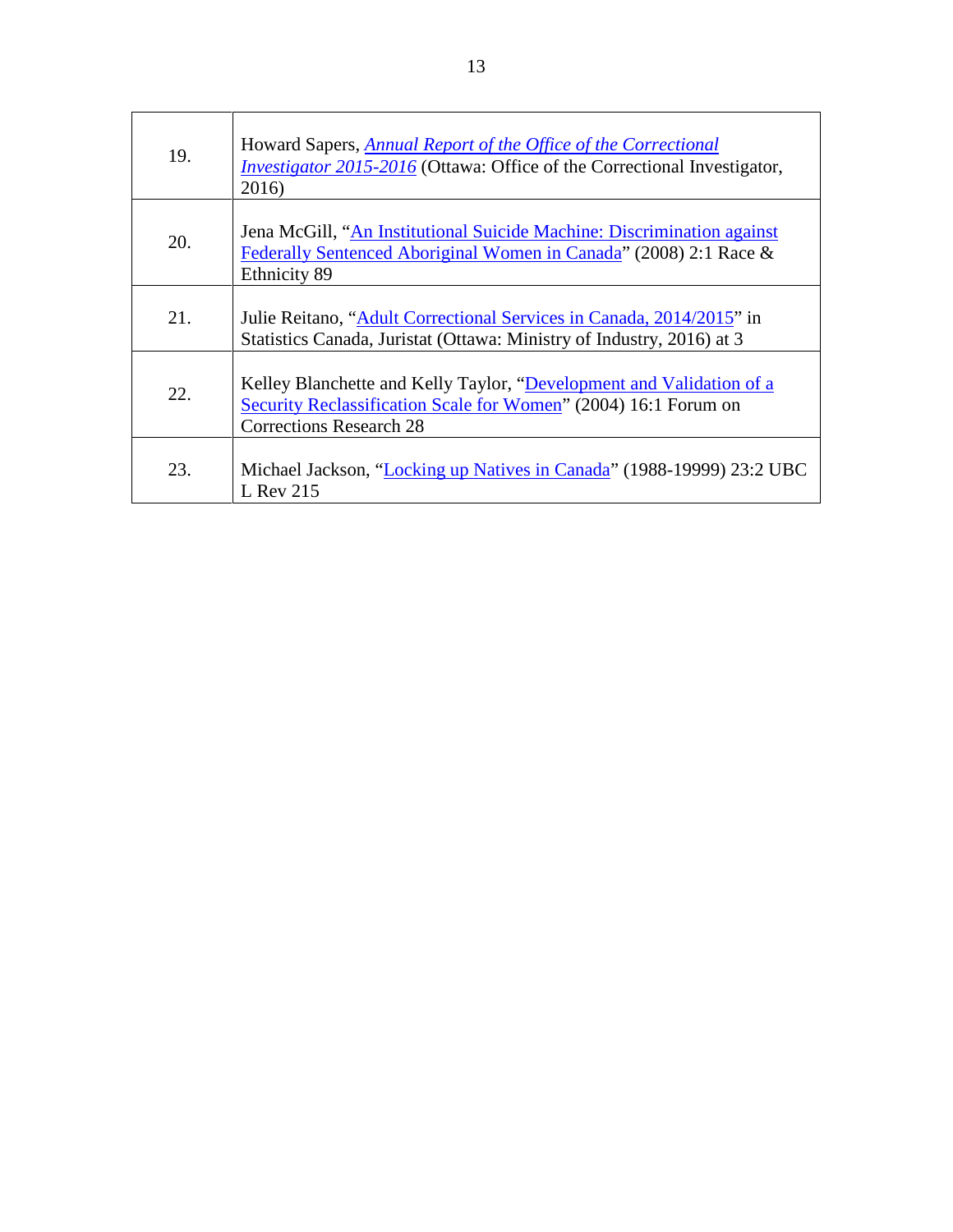| | |
|---|---|
| 19. | Howard Sapers, *Annual Report of the Office of the Correctional Investigator 2015-2016* (Ottawa: Office of the Correctional Investigator, 2016) |
| 20. | Jena McGill, "An Institutional Suicide Machine: Discrimination against Federally Sentenced Aboriginal Women in Canada" (2008) 2:1 Race & Ethnicity 89 |
| 21. | Julie Reitano, "Adult Correctional Services in Canada, 2014/2015" in Statistics Canada, Juristat (Ottawa: Ministry of Industry, 2016) at 3 |
| 22. | Kelley Blanchette and Kelly Taylor, "Development and Validation of a Security Reclassification Scale for Women" (2004) 16:1 Forum on Corrections Research 28 |
| 23. | Michael Jackson, "Locking up Natives in Canada" (1988-19999) 23:2 UBC L Rev 215 |